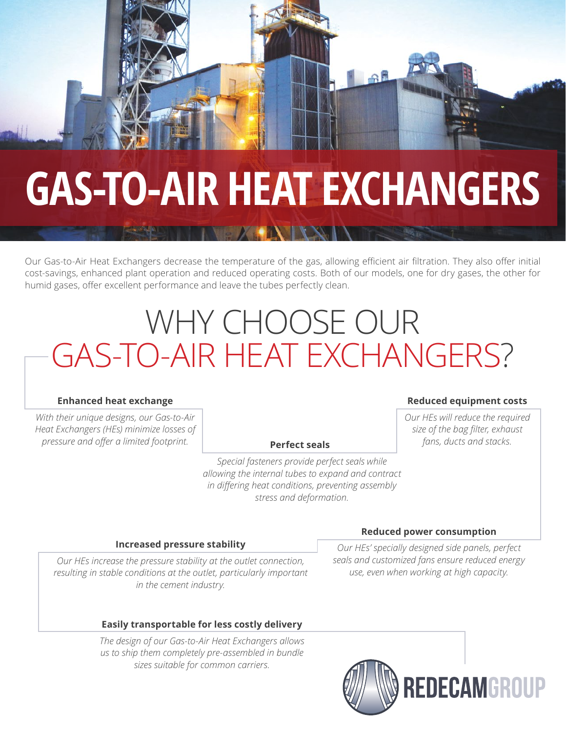# GAS-TO-AIR HEAT EXCHANGERS

Our Gas-to-Air Heat Exchangers decrease the temperature of the gas, allowing efficient air filtration. They also offer initial cost-savings, enhanced plant operation and reduced operating costs. Both of our models, one for dry gases, the other for humid gases, offer excellent performance and leave the tubes perfectly clean.

## WHY CHOOSE OUR GAS-TO-AIR HEAT EXCHANGERS?

**Enhanced heat exchange**

*With their unique designs, our Gas-to-Air Heat Exchangers (HEs) minimize losses of pressure and offer a limited footprint.*

**Reduced equipment costs**

*Our HEs will reduce the required size of the bag filter, exhaust fans, ducts and stacks.*

**Perfect seals**

*Special fasteners provide perfect seals while allowing the internal tubes to expand and contract in differing heat conditions, preventing assembly stress and deformation.*

**Reduced power consumption**

*Our HEs' specially designed side panels, perfect seals and customized fans ensure reduced energy use, even when working at high capacity.*

**Increased pressure stability**

*Our HEs increase the pressure stability at the outlet connection, resulting in stable conditions at the outlet, particularly important in the cement industry.*

**Easily transportable for less costly delivery**

*The design of our Gas-to-Air Heat Exchangers allows us to ship them completely pre-assembled in bundle sizes suitable for common carriers.*

REDECAMGROUP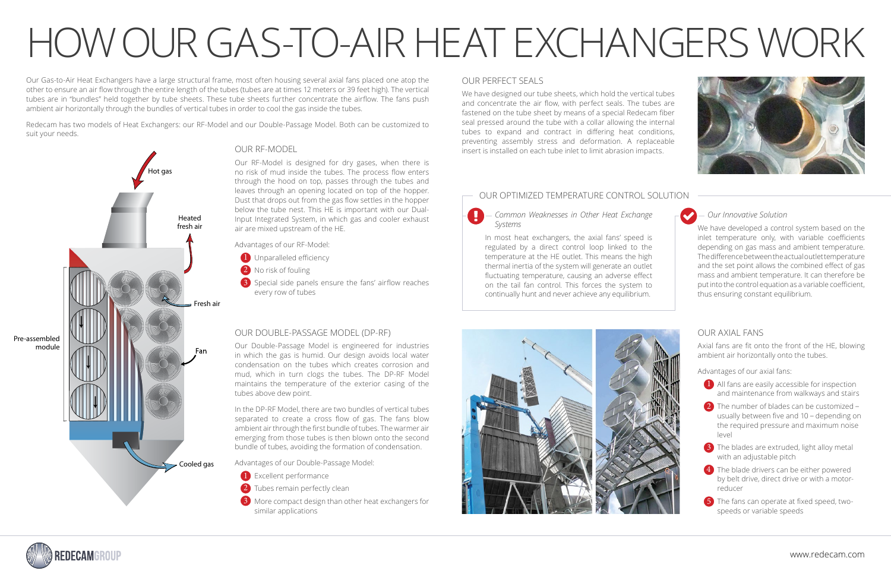# HOW OUR GAS-TO-AIR HEAT EXCHANGERS WORK

Our Gas-to-Air Heat Exchangers have a large structural frame, most often housing several axial fans placed one atop the other to ensure an air flow through the entire length of the tubes (tubes are at times 12 meters or 39 feet high). The vertical tubes are in "bundles" held together by tube sheets. These tube sheets further concentrate the airflow. The fans push ambient air horizontally through the bundles of vertical tubes in order to cool the gas inside the tubes.

Redecam has two models of Heat Exchangers: our RF-Model and our Double-Passage Model. Both can be customized to suit your needs.

Hot gas

Heated fresh air

Fresh air

Fan

Pre-assembled module

Cooled gas

## OUR RF-MODEL

Our RF-Model is designed for dry gases, when there is no risk of mud inside the tubes. The process flow enters through the hood on top, passes through the tubes and leaves through an opening located on top of the hopper. Dust that drops out from the gas flow settles in the hopper below the tube nest. This HE is important with our Dual-Input Integrated System, in which gas and cooler exhaust air are mixed upstream of the HE.

Advantages of our RF-Model:

1. Unparalleled efficiency
2. No risk of fouling
3. Special side panels ensure the fans' airflow reaches every row of tubes

## OUR DOUBLE-PASSAGE MODEL (DP-RF)

Our Double-Passage Model is engineered for industries in which the gas is humid. Our design avoids local water condensation on the tubes which creates corrosion and mud, which in turn clogs the tubes. The DP-RF Model maintains the temperature of the exterior casing of the tubes above dew point.

In the DP-RF Model, there are two bundles of vertical tubes separated to create a cross flow of gas. The fans blow ambient air through the first bundle of tubes. The warmer air emerging from those tubes is then blown onto the second bundle of tubes, avoiding the formation of condensation.

Advantages of our Double-Passage Model:

1. Excellent performance
2. Tubes remain perfectly clean
3. More compact design than other heat exchangers for similar applications

## OUR PERFECT SEALS

We have designed our tube sheets, which hold the vertical tubes and concentrate the air flow, with perfect seals. The tubes are fastened on the tube sheet by means of a special Redecam fiber seal pressed around the tube with a collar allowing the internal tubes to expand and contract in differing heat conditions, preventing assembly stress and deformation. A replaceable insert is installed on each tube inlet to limit abrasion impacts.

## OUR OPTIMIZED TEMPERATURE CONTROL SOLUTION

### *Common Weaknesses in Other Heat Exchange Systems*

In most heat exchangers, the axial fans' speed is regulated by a direct control loop linked to the temperature at the HE outlet. This means the high thermal inertia of the system will generate an outlet fluctuating temperature, causing an adverse effect on the tail fan control. This forces the system to continually hunt and never achieve any equilibrium.

### *Our Innovative Solution*

We have developed a control system based on the inlet temperature only, with variable coefficients depending on gas mass and ambient temperature. The difference between the actual outlet temperature and the set point allows the combined effect of gas mass and ambient temperature. It can therefore be put into the control equation as a variable coefficient, thus ensuring constant equilibrium.

## OUR AXIAL FANS

Axial fans are fit onto the front of the HE, blowing ambient air horizontally onto the tubes.

Advantages of our axial fans:

1. All fans are easily accessible for inspection and maintenance from walkways and stairs
2. The number of blades can be customized – usually between five and 10 – depending on the required pressure and maximum noise level
3. The blades are extruded, light alloy metal with an adjustable pitch
4. The blade drivers can be either powered by belt drive, direct drive or with a motor-reducer
5. The fans can operate at fixed speed, two-speeds or variable speeds

REDECAMGROUP

www.redecam.com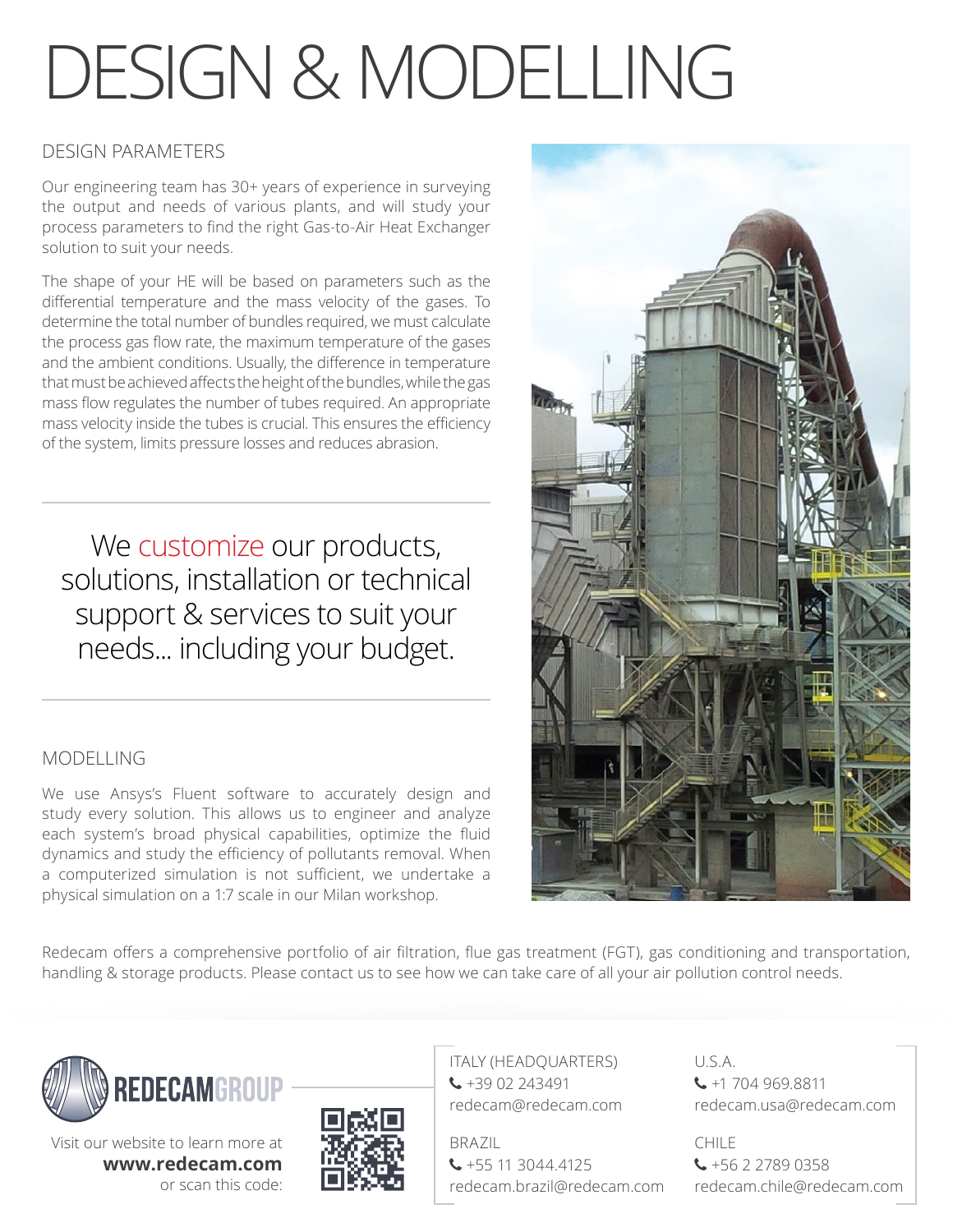# DESIGN & MODELLING

## DESIGN PARAMETERS

Our engineering team has 30+ years of experience in surveying the output and needs of various plants, and will study your process parameters to find the right Gas-to-Air Heat Exchanger solution to suit your needs.

The shape of your HE will be based on parameters such as the differential temperature and the mass velocity of the gases. To determine the total number of bundles required, we must calculate the process gas flow rate, the maximum temperature of the gases and the ambient conditions. Usually, the difference in temperature that must be achieved affects the height of the bundles, while the gas mass flow regulates the number of tubes required. An appropriate mass velocity inside the tubes is crucial. This ensures the efficiency of the system, limits pressure losses and reduces abrasion.

---

We customize our products, solutions, installation or technical support & services to suit your needs... including your budget.

---

## MODELLING

We use Ansys's Fluent software to accurately design and study every solution. This allows us to engineer and analyze each system's broad physical capabilities, optimize the fluid dynamics and study the efficiency of pollutants removal. When a computerized simulation is not sufficient, we undertake a physical simulation on a 1:7 scale in our Milan workshop.

Redecam offers a comprehensive portfolio of air filtration, flue gas treatment (FGT), gas conditioning and transportation, handling & storage products. Please contact us to see how we can take care of all your air pollution control needs.

REDECAMGROUP

Visit our website to learn more at
**www.redecam.com**
or scan this code:

ITALY (HEADQUARTERS)
+39 02 243491
redecam@redecam.com

BRAZIL
+55 11 3044.4125
redecam.brazil@redecam.com

U.S.A.
+1 704 969.8811
redecam.usa@redecam.com

CHILE
+56 2 2789 0358
redecam.chile@redecam.com